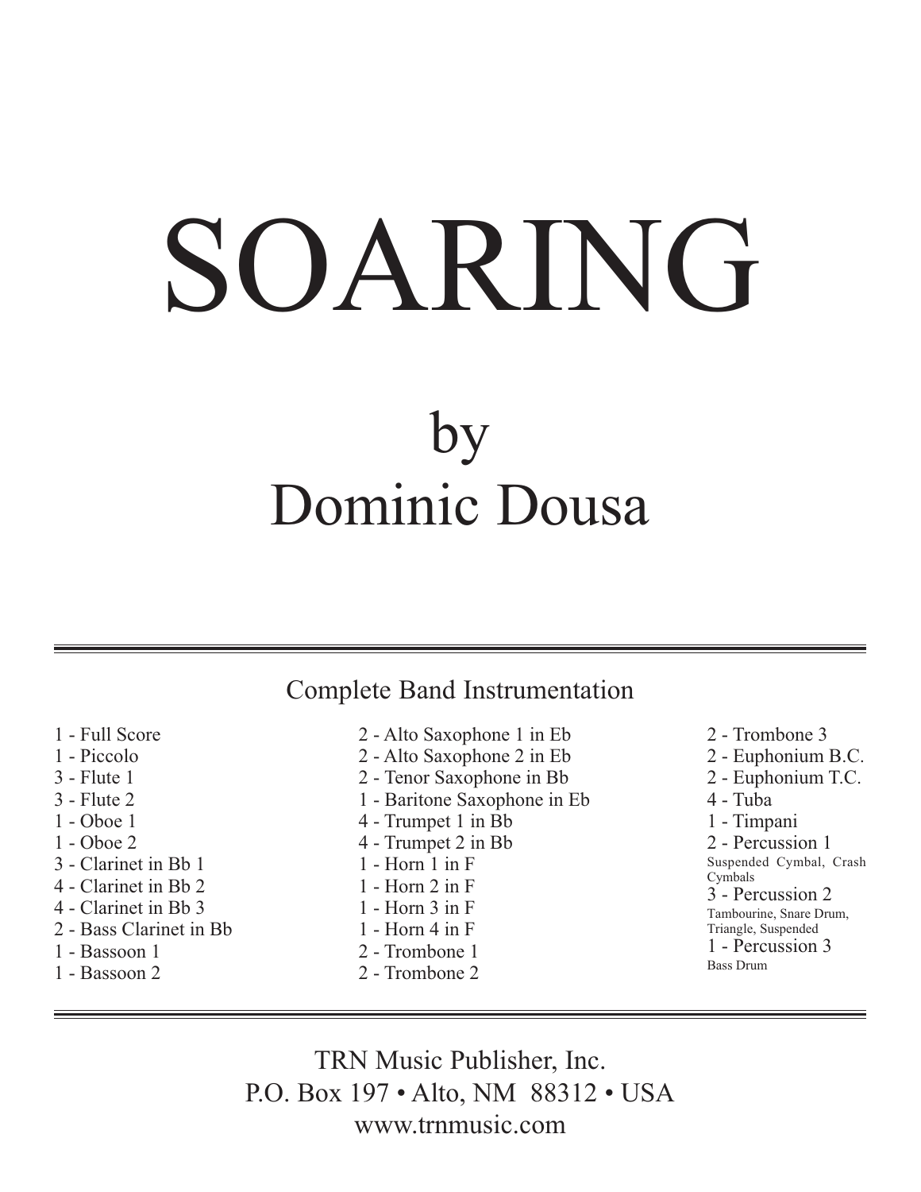# SOARING

## by
## Dominic Dousa

---

### Complete Band Instrumentation

1 - Full Score
1 - Piccolo
3 - Flute 1
3 - Flute 2
1 - Oboe 1
1 - Oboe 2
3 - Clarinet in Bb 1
4 - Clarinet in Bb 2
4 - Clarinet in Bb 3
2 - Bass Clarinet in Bb
1 - Bassoon 1
1 - Bassoon 2
2 - Alto Saxophone 1 in Eb
2 - Alto Saxophone 2 in Eb
2 - Tenor Saxophone in Bb
1 - Baritone Saxophone in Eb
4 - Trumpet 1 in Bb
4 - Trumpet 2 in Bb
1 - Horn 1 in F
1 - Horn 2 in F
1 - Horn 3 in F
1 - Horn 4 in F
2 - Trombone 1
2 - Trombone 2
2 - Trombone 3
2 - Euphonium B.C.
2 - Euphonium T.C.
4 - Tuba
1 - Timpani
2 - Percussion 1
Suspended Cymbal, Crash Cymbals
3 - Percussion 2
Tambourine, Snare Drum, Triangle, Suspended
1 - Percussion 3
Bass Drum

---

TRN Music Publisher, Inc.
P.O. Box 197 • Alto, NM 88312 • USA
www.trnmusic.com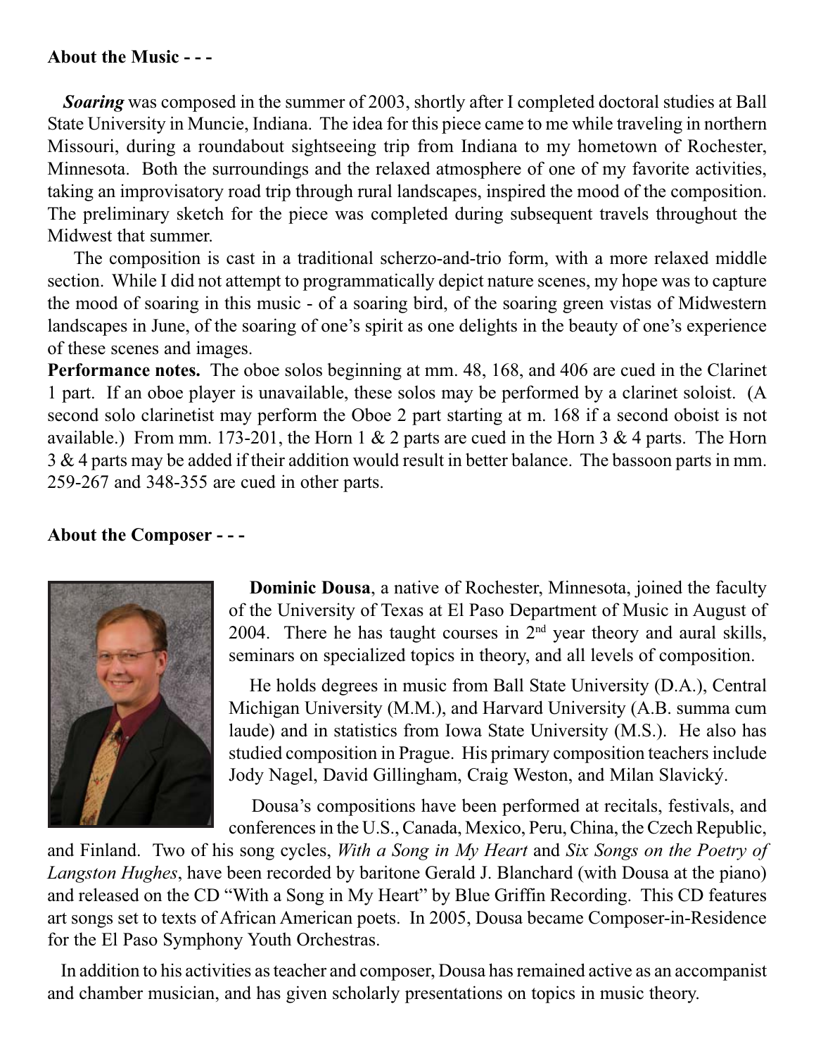**About the Music - - -**

***Soaring*** was composed in the summer of 2003, shortly after I completed doctoral studies at Ball State University in Muncie, Indiana. The idea for this piece came to me while traveling in northern Missouri, during a roundabout sightseeing trip from Indiana to my hometown of Rochester, Minnesota. Both the surroundings and the relaxed atmosphere of one of my favorite activities, taking an improvisatory road trip through rural landscapes, inspired the mood of the composition. The preliminary sketch for the piece was completed during subsequent travels throughout the Midwest that summer.

The composition is cast in a traditional scherzo-and-trio form, with a more relaxed middle section. While I did not attempt to programmatically depict nature scenes, my hope was to capture the mood of soaring in this music - of a soaring bird, of the soaring green vistas of Midwestern landscapes in June, of the soaring of one's spirit as one delights in the beauty of one's experience of these scenes and images.

**Performance notes.** The oboe solos beginning at mm. 48, 168, and 406 are cued in the Clarinet 1 part. If an oboe player is unavailable, these solos may be performed by a clarinet soloist. (A second solo clarinetist may perform the Oboe 2 part starting at m. 168 if a second oboist is not available.) From mm. 173-201, the Horn 1 & 2 parts are cued in the Horn 3 & 4 parts. The Horn 3 & 4 parts may be added if their addition would result in better balance. The bassoon parts in mm. 259-267 and 348-355 are cued in other parts.

**About the Composer - - -**

**Dominic Dousa**, a native of Rochester, Minnesota, joined the faculty of the University of Texas at El Paso Department of Music in August of 2004. There he has taught courses in 2nd year theory and aural skills, seminars on specialized topics in theory, and all levels of composition.

He holds degrees in music from Ball State University (D.A.), Central Michigan University (M.M.), and Harvard University (A.B. summa cum laude) and in statistics from Iowa State University (M.S.). He also has studied composition in Prague. His primary composition teachers include Jody Nagel, David Gillingham, Craig Weston, and Milan Slavický.

Dousa's compositions have been performed at recitals, festivals, and conferences in the U.S., Canada, Mexico, Peru, China, the Czech Republic, and Finland. Two of his song cycles, *With a Song in My Heart* and *Six Songs on the Poetry of Langston Hughes*, have been recorded by baritone Gerald J. Blanchard (with Dousa at the piano) and released on the CD "With a Song in My Heart" by Blue Griffin Recording. This CD features art songs set to texts of African American poets. In 2005, Dousa became Composer-in-Residence for the El Paso Symphony Youth Orchestras.

In addition to his activities as teacher and composer, Dousa has remained active as an accompanist and chamber musician, and has given scholarly presentations on topics in music theory.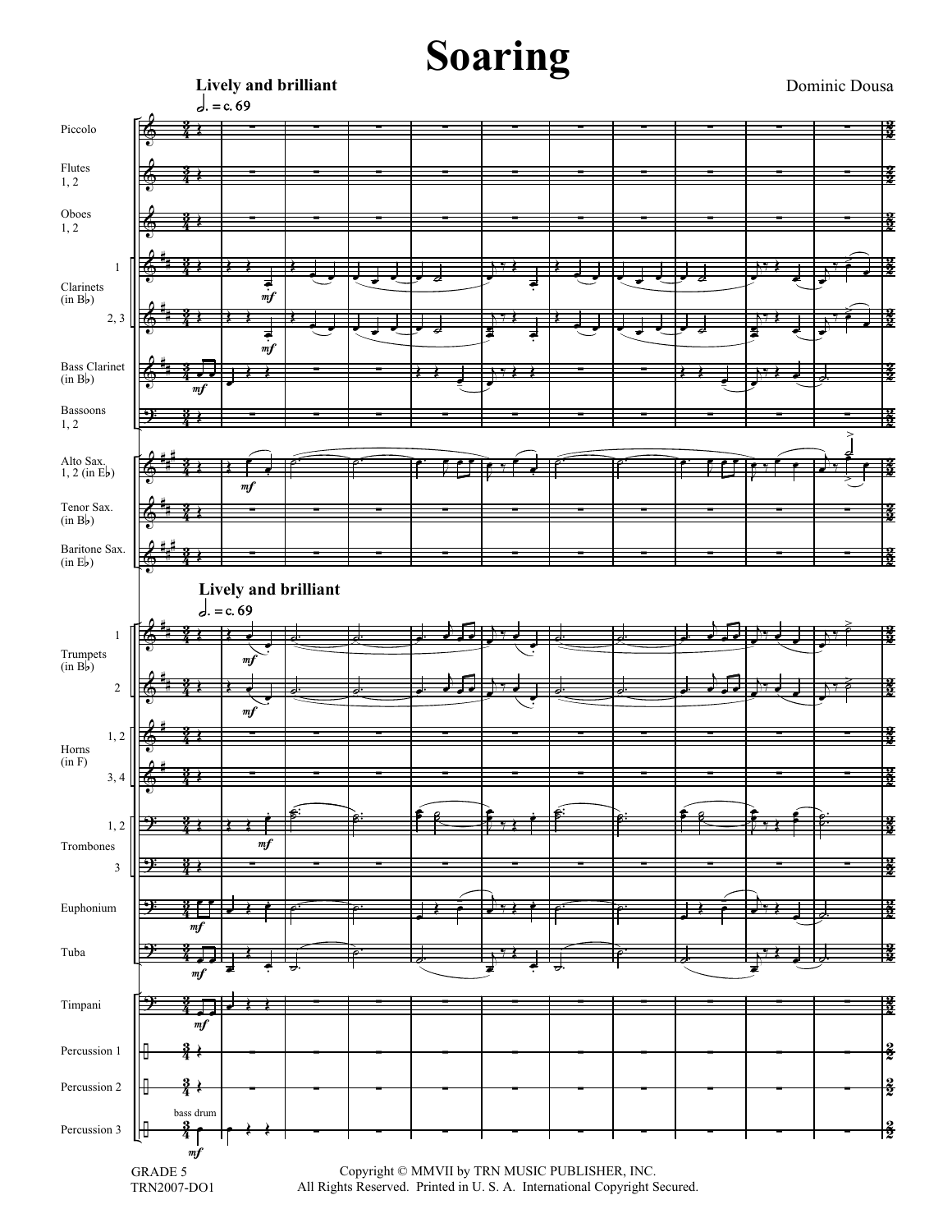# Soring

Dominic Dousa

**Lively and brilliant**

♩. = c. 69

Piccolo

Flutes 1, 2

Oboes 1, 2

Clarinets (in B♭) 1

2, 3

Bass Clarinet (in B♭)

Bassoons 1, 2

Alto Sax. 1, 2 (in E♭)

Tenor Sax. (in B♭)

Baritone Sax. (in E♭)

**Lively and brilliant**

♩. = c. 69

Trumpets (in B♭) 1

2

Horns (in F) 1, 2

3, 4

Trombones 1, 2

3

Euphonium

Tuba

Timpani

Percussion 1

Percussion 2

Percussion 3

bass drum

GRADE 5
TRN2007-DO1

Copyright © MMVII by TRN MUSIC PUBLISHER, INC.
All Rights Reserved. Printed in U. S. A. International Copyright Secured.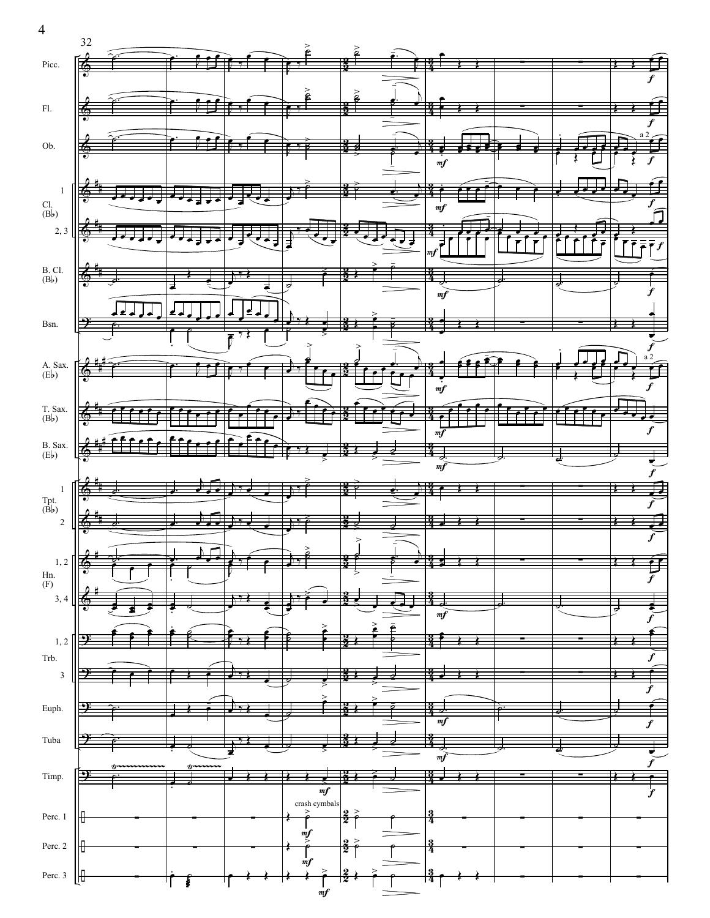32

Picc.

Fl.

Ob.

Cl. (B♭) 1

2, 3

B. Cl. (B♭)

Bsn.

A. Sax. (E♭)

T. Sax. (B♭)

B. Sax. (E♭)

Tpt. (B♭) 1

2

Hn. (F) 1, 2

3, 4

Trb. 1, 2

3

Euph.

Tuba

Timp.

Perc. 1

Perc. 2

Perc. 3

a 2

crash cymbals

*mf*

*f*